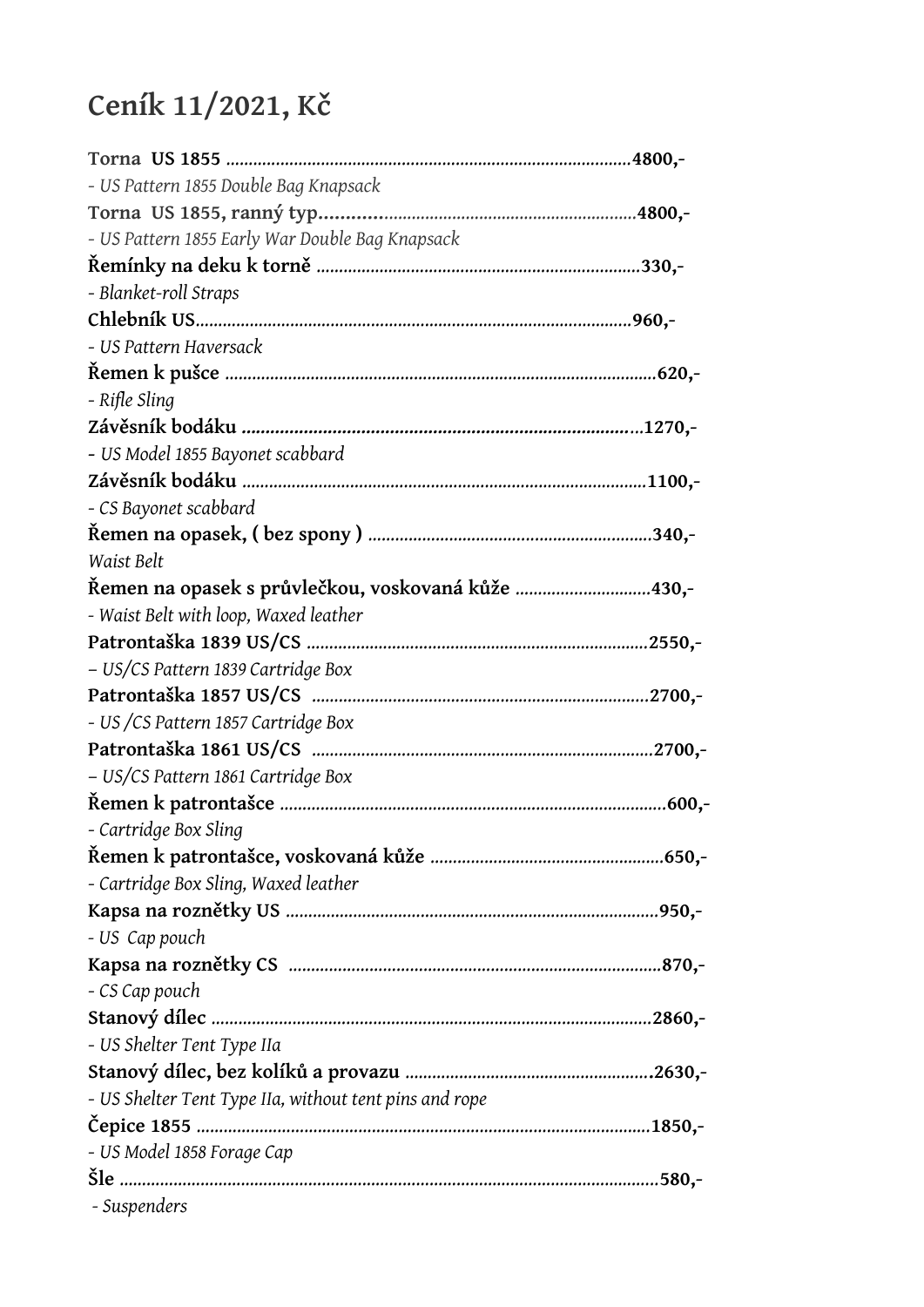# Ceník 11/2021, Kč

**Torna US 1855 ........................................................................................4800,-**
*- US Pattern 1855 Double Bag Knapsack*

**Torna US 1855, ranný typ.......................................................................4800,-**
*- US Pattern 1855 Early War Double Bag Knapsack*

**Řemínky na deku k torně ........................................................................330,-**
*- Blanket-roll Straps*

**Chlebník US................................................................................................960,-**
*- US Pattern Haversack*

**Řemen k pušce ..............................................................................................620,-**
*- Rifle Sling*

**Závěsník bodáku .........................................................................................1270,-**
*- US Model 1855 Bayonet scabbard*

**Závěsník bodáku .........................................................................................1100,-**
*- CS Bayonet scabbard*

**Řemen na opasek, ( bez spony ) ...............................................................340,-**
*Waist Belt*

**Řemen na opasek s průvlečkou, voskovaná kůže ..............................430,-**
*- Waist Belt with loop, Waxed leather*

**Patrontaška 1839 US/CS .............................................................................2550,-**
*– US/CS Pattern 1839 Cartridge Box*

**Patrontaška 1857 US/CS ............................................................................2700,-**
*- US /CS Pattern 1857 Cartridge Box*

**Patrontaška 1861 US/CS ............................................................................2700,-**
*– US/CS Pattern 1861 Cartridge Box*

**Řemen k patrontašce ......................................................................................600,-**
*- Cartridge Box Sling*

**Řemen k patrontašce, voskovaná kůže ....................................................650,-**
*- Cartridge Box Sling, Waxed leather*

**Kapsa na roznětky US ...................................................................................950,-**
*- US Cap pouch*

**Kapsa na roznětky CS ..................................................................................870,-**
*- CS Cap pouch*

**Stanový dílec ..................................................................................................2860,-**
*- US Shelter Tent Type IIa*

**Stanový dílec, bez kolíků a provazu ......................................................2630,-**
*- US Shelter Tent Type IIa, without tent pins and rope*

**Čepice 1855 ...................................................................................................1850,-**
*- US Model 1858 Forage Cap*

**Šle .......................................................................................................................580,-**
*- Suspenders*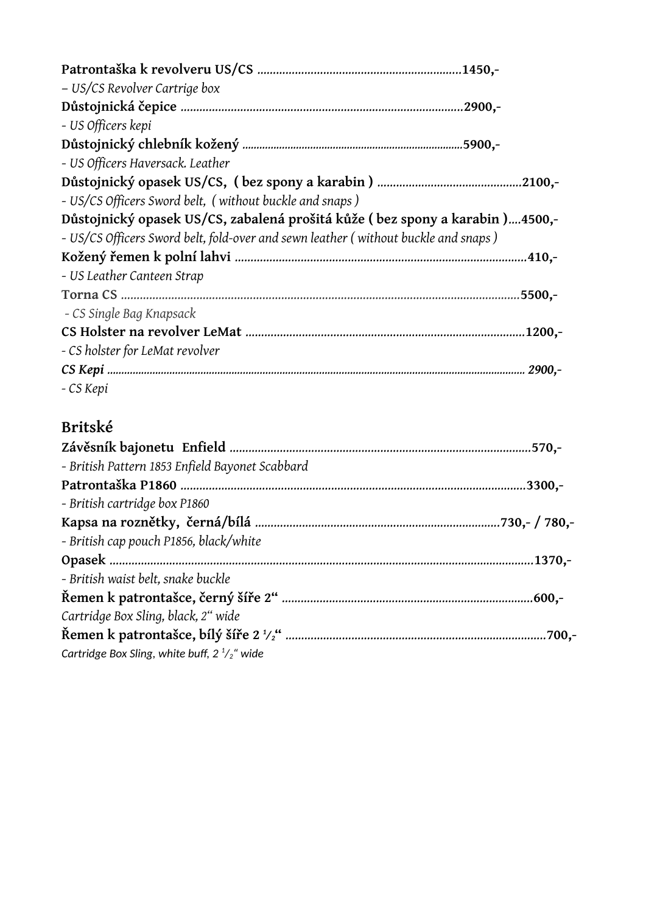**Patrontaška k revolveru US/CS .................................................................1450,-**
*– US/CS Revolver Cartrige box*
**Důstojnická čepice ..........................................................................................2900,-**
*- US Officers kepi*
**Důstojnický chlebník kožený ..............................................................................5900,-**
*- US Officers Haversack. Leather*
**Důstojnický opasek US/CS, ( bez spony a karabin ) .............................................2100,-**
*- US/CS Officers Sword belt, ( without buckle and snaps )*
**Důstojnický opasek US/CS, zabalená prošitá kůže ( bez spony a karabin )....4500,-**
*- US/CS Officers Sword belt, fold-over and sewn leather ( without buckle and snaps )*
**Kožený řemen k polní lahvi ............................................................................................410,-**
*- US Leather Canteen Strap*
**Torna CS ..............................................................................................................................5500,-**
*- CS Single Bag Knapsack*
**CS Holster na revolver LeMat .......................................................................................1200,-**
*- CS holster for LeMat revolver*
***CS Kepi ................................................................................................................................................ 2900,-***
*- CS Kepi*

## Britské

**Závěsník bajonetu Enfield ..................................................................................................570,-**
*- British Pattern 1853 Enfield Bayonet Scabbard*
**Patrontaška P1860 ............................................................................................................3300,-**
*- British cartridge box P1860*
**Kapsa na roznětky, černá/bílá .............................................................................730,- / 780,-**
*- British cap pouch P1856, black/white*
**Opasek .....................................................................................................................................1370,-**
*- British waist belt, snake buckle*
**Řemen k patrontašce, černý šíře 2“ ...............................................................................600,-**
*Cartridge Box Sling, black, 2“ wide*
**Řemen k patrontašce, bílý šíře 2 1/2“ ..................................................................................700,-**
*Cartridge Box Sling, white buff, 2 1/2“ wide*